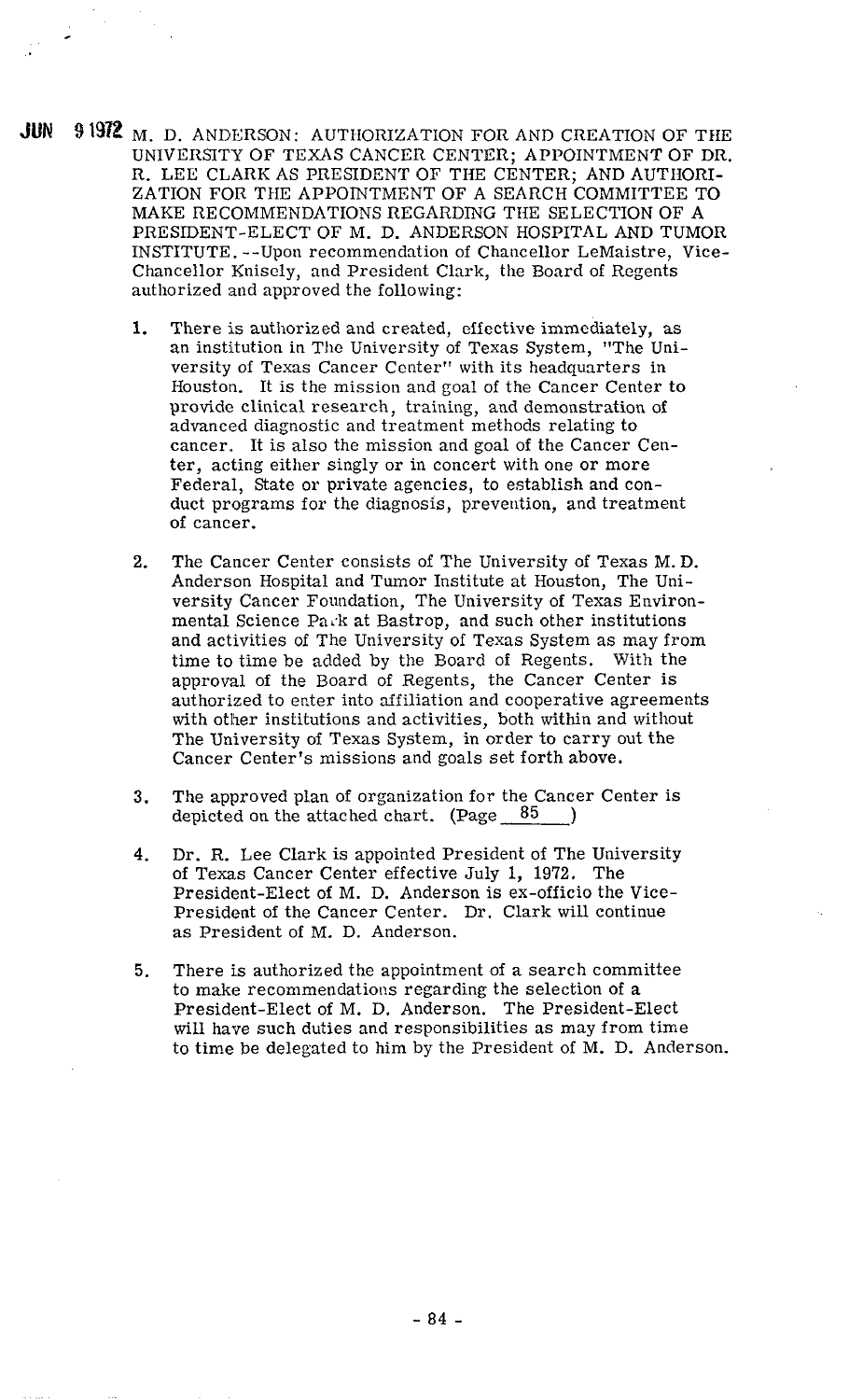JUN 9 1972 M. D. ANDERSON: AUTHORIZATION FOR AND CREATION OF THE UNIVERSITY OF TEXAS CANCER CENTER; APPOINTMENT OF DR. R. LEE CLARK AS PRESIDENT OF THE CENTER; AND AUTHORIZATION FOR THE APPOINTMENT OF A SEARCH COMMITTEE TO MAKE RECOMMENDATIONS REGARDING THE SELECTION OF A PRESIDENT-ELECT OF M. D. ANDERSON HOSPITAL AND TUMOR INSTITUTE. --Upon recommendation of Chancellor LeMaistre, Vice-Chancellor Knisely, and President Clark, the Board of Regents authorized and approved the following:

1. There is authorized and created, effective immediately, as an institution in The University of Texas System, "The University of Texas Cancer Center" with its headquarters in Houston. It is the mission and goal of the Cancer Center to provide clinical research, training, and demonstration of advanced diagnostic and treatment methods relating to cancer. It is also the mission and goal of the Cancer Center, acting either singly or in concert with one or more Federal, State or private agencies, to establish and conduct programs for the diagnosis, prevention, and treatment of cancer.

2. The Cancer Center consists of The University of Texas M. D. Anderson Hospital and Tumor Institute at Houston, The University Cancer Foundation, The University of Texas Environmental Science Park at Bastrop, and such other institutions and activities of The University of Texas System as may from time to time be added by the Board of Regents. With the approval of the Board of Regents, the Cancer Center is authorized to enter into affiliation and cooperative agreements with other institutions and activities, both within and without The University of Texas System, in order to carry out the Cancer Center's missions and goals set forth above.

3. The approved plan of organization for the Cancer Center is depicted on the attached chart. (Page 85 )

4. Dr. R. Lee Clark is appointed President of The University of Texas Cancer Center effective July 1, 1972. The President-Elect of M. D. Anderson is ex-officio the Vice-President of the Cancer Center. Dr. Clark will continue as President of M. D. Anderson.

5. There is authorized the appointment of a search committee to make recommendations regarding the selection of a President-Elect of M. D. Anderson. The President-Elect will have such duties and responsibilities as may from time to time be delegated to him by the President of M. D. Anderson.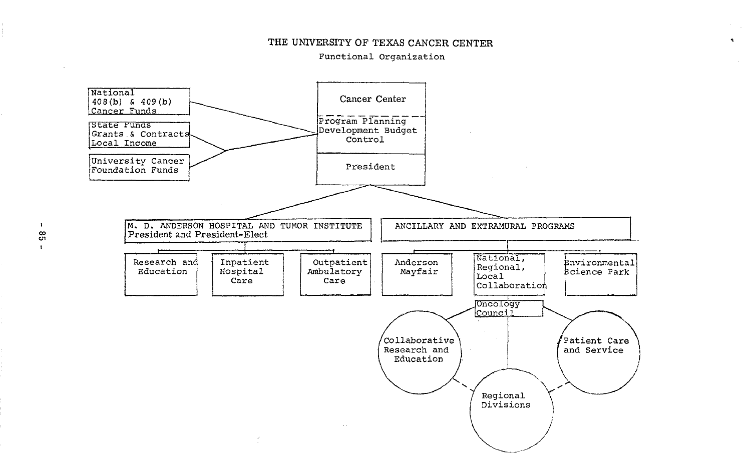# THE UNIVERSITY OF TEXAS CANCER CENTER

Functional Organization

National
408(b) & 409(b)
Cancer Funds

State Funds
Grants & Contracts
Local Income

University Cancer
Foundation Funds

Cancer Center

Program Planning
Development Budget
Control

President

M. D. ANDERSON HOSPITAL AND TUMOR INSTITUTE
President and President-Elect

Research and
Education

Inpatient
Hospital
Care

Outpatient
Ambulatory
Care

ANCILLARY AND EXTRAMURAL PROGRAMS

Anderson
Mayfair

National,
Regional,
Local
Collaboration

Environmental
Science Park

Oncology
Council

Collaborative
Research and
Education

Patient Care
and Service

Regional
Divisions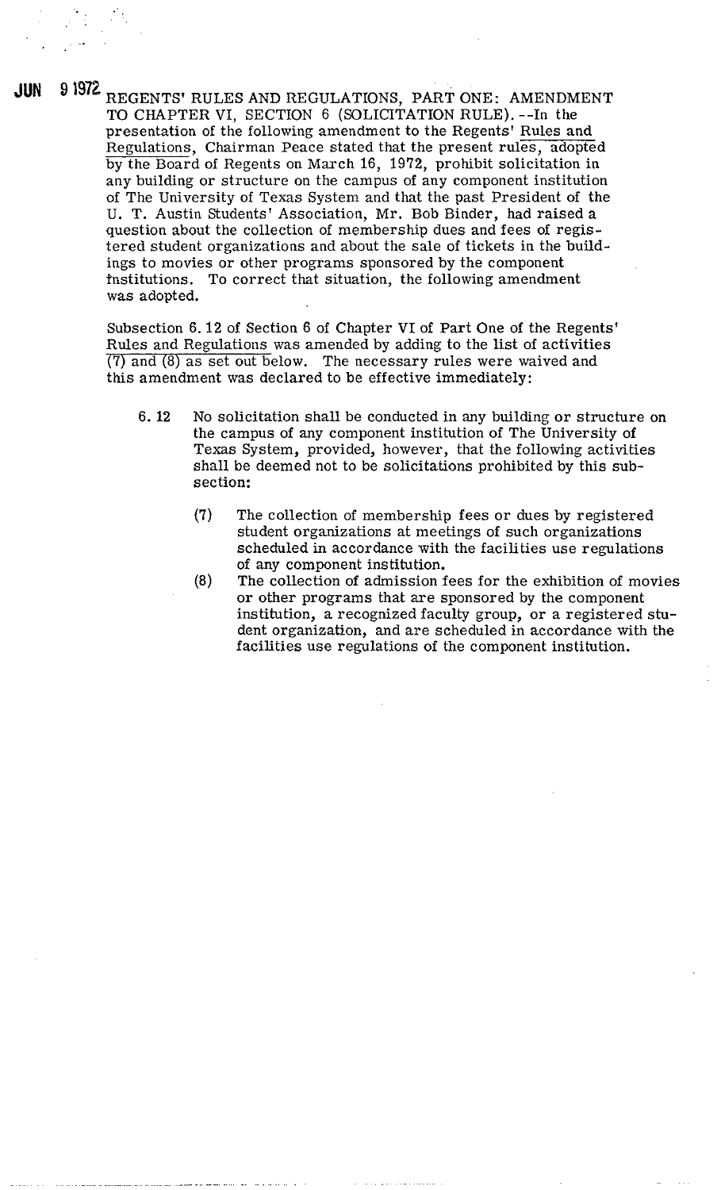JUN 9 1972

REGENTS' RULES AND REGULATIONS, PART ONE: AMENDMENT TO CHAPTER VI, SECTION 6 (SOLICITATION RULE). --In the presentation of the following amendment to the Regents' Rules and Regulations, Chairman Peace stated that the present rules, adopted by the Board of Regents on March 16, 1972, prohibit solicitation in any building or structure on the campus of any component institution of The University of Texas System and that the past President of the U. T. Austin Students' Association, Mr. Bob Binder, had raised a question about the collection of membership dues and fees of registered student organizations and about the sale of tickets in the buildings to movies or other programs sponsored by the component institutions. To correct that situation, the following amendment was adopted.

Subsection 6.12 of Section 6 of Chapter VI of Part One of the Regents' Rules and Regulations was amended by adding to the list of activities (7) and (8) as set out below. The necessary rules were waived and this amendment was declared to be effective immediately:

6.12 No solicitation shall be conducted in any building or structure on the campus of any component institution of The University of Texas System, provided, however, that the following activities shall be deemed not to be solicitations prohibited by this subsection:

(7) The collection of membership fees or dues by registered student organizations at meetings of such organizations scheduled in accordance with the facilities use regulations of any component institution.

(8) The collection of admission fees for the exhibition of movies or other programs that are sponsored by the component institution, a recognized faculty group, or a registered student organization, and are scheduled in accordance with the facilities use regulations of the component institution.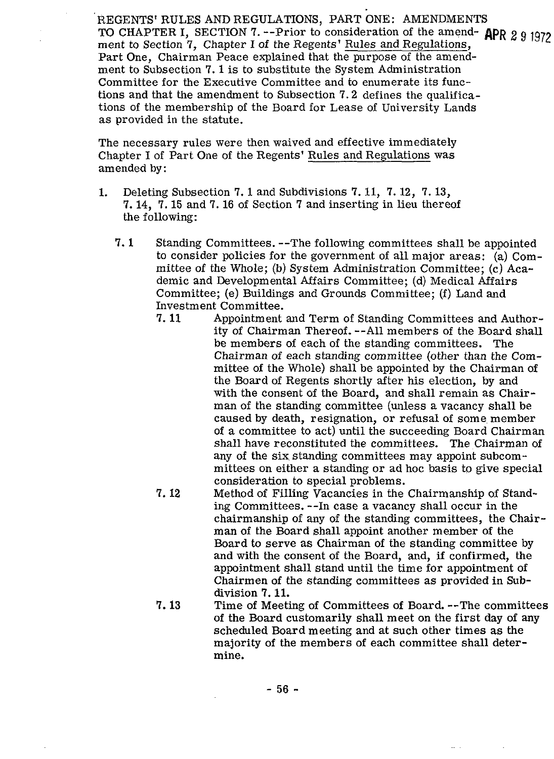REGENTS' RULES AND REGULATIONS, PART ONE: AMENDMENTS TO CHAPTER I, SECTION 7.--Prior to consideration of the amendment to Section 7, Chapter I of the Regents' Rules and Regulations, Part One, Chairman Peace explained that the purpose of the amendment to Subsection 7.1 is to substitute the System Administration Committee for the Executive Committee and to enumerate its functions and that the amendment to Subsection 7.2 defines the qualifications of the membership of the Board for Lease of University Lands as provided in the statute.

**APR 29 1972**

The necessary rules were then waived and effective immediately Chapter I of Part One of the Regents' Rules and Regulations was amended by:

1. Deleting Subsection 7.1 and Subdivisions 7.11, 7.12, 7.13, 7.14, 7.15 and 7.16 of Section 7 and inserting in lieu thereof the following:

   7.1 Standing Committees.--The following committees shall be appointed to consider policies for the government of all major areas: (a) Committee of the Whole; (b) System Administration Committee; (c) Academic and Developmental Affairs Committee; (d) Medical Affairs Committee; (e) Buildings and Grounds Committee; (f) Land and Investment Committee.

   7.11 Appointment and Term of Standing Committees and Authority of Chairman Thereof.--All members of the Board shall be members of each of the standing committees. The Chairman of each standing committee (other than the Committee of the Whole) shall be appointed by the Chairman of the Board of Regents shortly after his election, by and with the consent of the Board, and shall remain as Chairman of the standing committee (unless a vacancy shall be caused by death, resignation, or refusal of some member of a committee to act) until the succeeding Board Chairman shall have reconstituted the committees. The Chairman of any of the six standing committees may appoint subcommittees on either a standing or ad hoc basis to give special consideration to special problems.

   7.12 Method of Filling Vacancies in the Chairmanship of Standing Committees.--In case a vacancy shall occur in the chairmanship of any of the standing committees, the Chairman of the Board shall appoint another member of the Board to serve as Chairman of the standing committee by and with the consent of the Board, and, if confirmed, the appointment shall stand until the time for appointment of Chairmen of the standing committees as provided in Subdivision 7.11.

   7.13 Time of Meeting of Committees of Board.--The committees of the Board customarily shall meet on the first day of any scheduled Board meeting and at such other times as the majority of the members of each committee shall determine.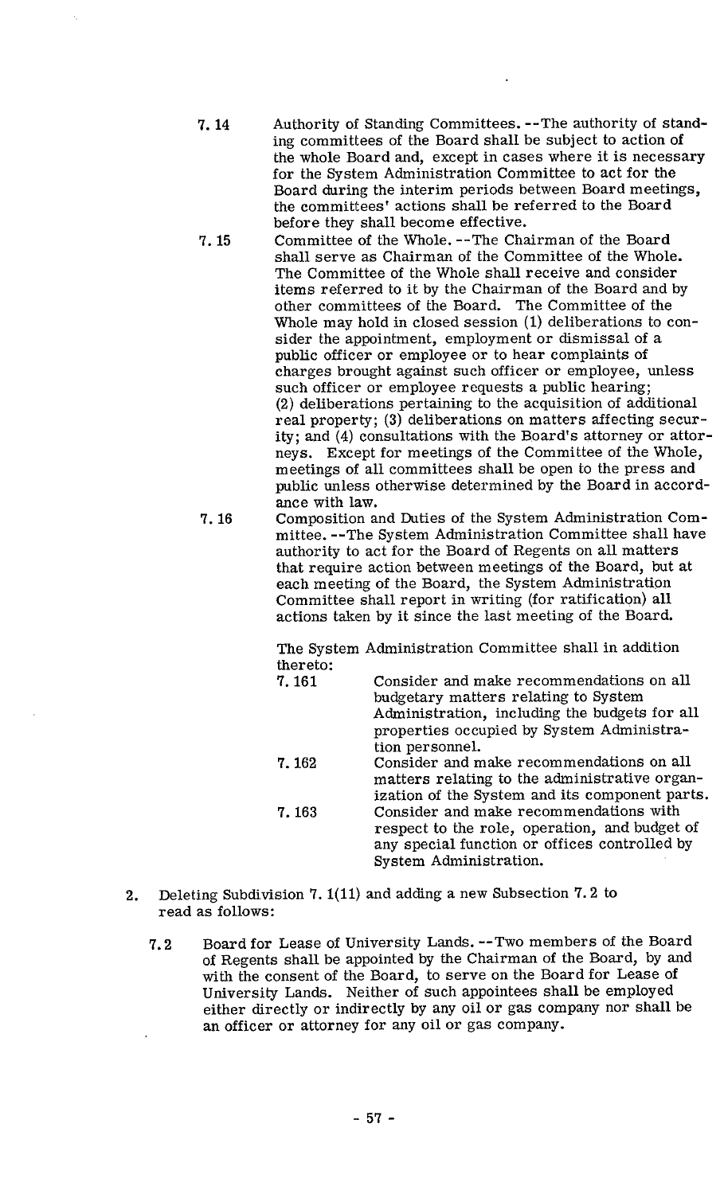7.14 Authority of Standing Committees. --The authority of standing committees of the Board shall be subject to action of the whole Board and, except in cases where it is necessary for the System Administration Committee to act for the Board during the interim periods between Board meetings, the committees' actions shall be referred to the Board before they shall become effective.

7.15 Committee of the Whole. --The Chairman of the Board shall serve as Chairman of the Committee of the Whole. The Committee of the Whole shall receive and consider items referred to it by the Chairman of the Board and by other committees of the Board. The Committee of the Whole may hold in closed session (1) deliberations to consider the appointment, employment or dismissal of a public officer or employee or to hear complaints of charges brought against such officer or employee, unless such officer or employee requests a public hearing; (2) deliberations pertaining to the acquisition of additional real property; (3) deliberations on matters affecting security; and (4) consultations with the Board's attorney or attorneys. Except for meetings of the Committee of the Whole, meetings of all committees shall be open to the press and public unless otherwise determined by the Board in accordance with law.

7.16 Composition and Duties of the System Administration Committee. --The System Administration Committee shall have authority to act for the Board of Regents on all matters that require action between meetings of the Board, but at each meeting of the Board, the System Administration Committee shall report in writing (for ratification) all actions taken by it since the last meeting of the Board.

The System Administration Committee shall in addition thereto:

7.161 Consider and make recommendations on all budgetary matters relating to System Administration, including the budgets for all properties occupied by System Administration personnel.

7.162 Consider and make recommendations on all matters relating to the administrative organization of the System and its component parts.

7.163 Consider and make recommendations with respect to the role, operation, and budget of any special function or offices controlled by System Administration.

2. Deleting Subdivision 7.1(11) and adding a new Subsection 7.2 to read as follows:

7.2 Board for Lease of University Lands. --Two members of the Board of Regents shall be appointed by the Chairman of the Board, by and with the consent of the Board, to serve on the Board for Lease of University Lands. Neither of such appointees shall be employed either directly or indirectly by any oil or gas company nor shall be an officer or attorney for any oil or gas company.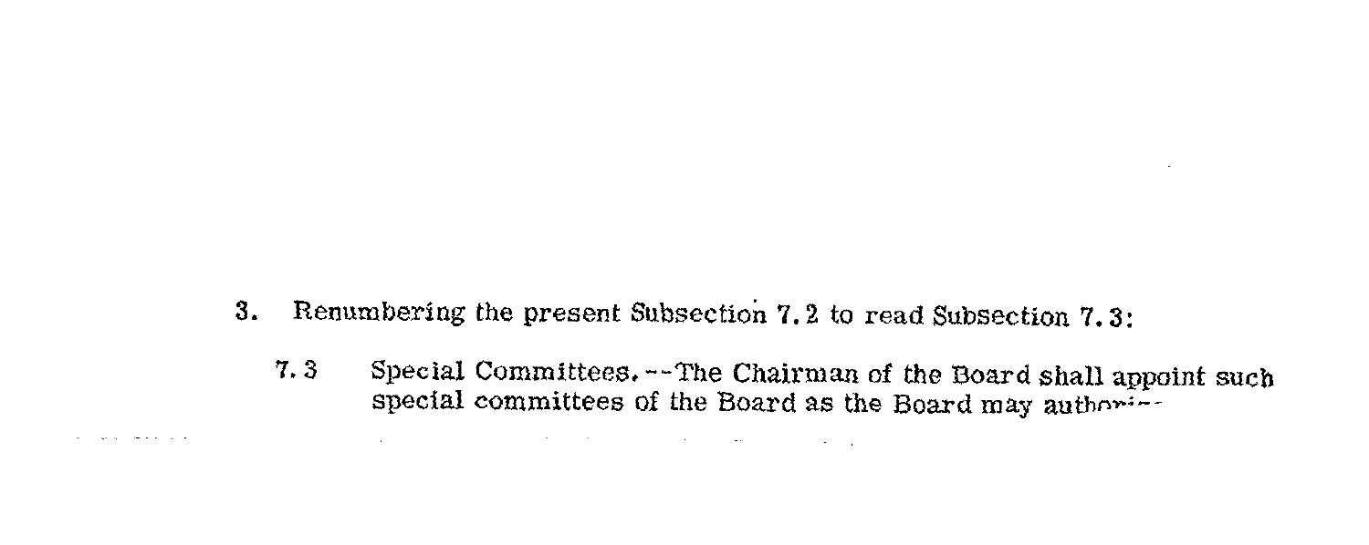3. Renumbering the present Subsection 7.2 to read Subsection 7.3:

   7.3 Special Committees.--The Chairman of the Board shall appoint such special committees of the Board as the Board may authori--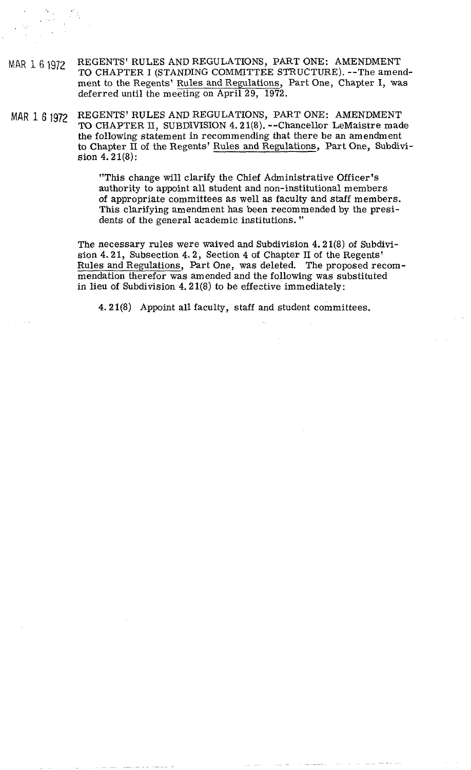MAR 16 1972 REGENTS' RULES AND REGULATIONS, PART ONE: AMENDMENT TO CHAPTER I (STANDING COMMITTEE STRUCTURE). --The amendment to the Regents' Rules and Regulations, Part One, Chapter I, was deferred until the meeting on April 29, 1972.

MAR 16 1972 REGENTS' RULES AND REGULATIONS, PART ONE: AMENDMENT TO CHAPTER II, SUBDIVISION 4.21(8). --Chancellor LeMaistre made the following statement in recommending that there be an amendment to Chapter II of the Regents' Rules and Regulations, Part One, Subdivision 4.21(8):

> "This change will clarify the Chief Administrative Officer's authority to appoint all student and non-institutional members of appropriate committees as well as faculty and staff members. This clarifying amendment has been recommended by the presidents of the general academic institutions."

The necessary rules were waived and Subdivision 4.21(8) of Subdivision 4.21, Subsection 4.2, Section 4 of Chapter II of the Regents' Rules and Regulations, Part One, was deleted. The proposed recommendation therefor was amended and the following was substituted in lieu of Subdivision 4.21(8) to be effective immediately:

> 4.21(8) Appoint all faculty, staff and student committees.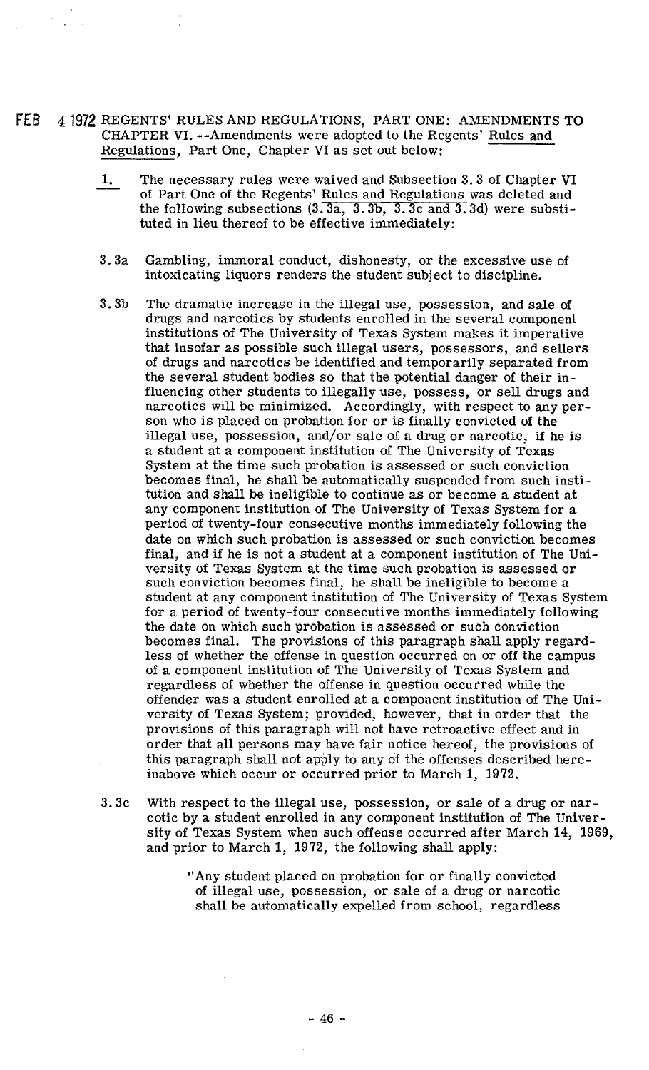FEB 4 1972 REGENTS' RULES AND REGULATIONS, PART ONE: AMENDMENTS TO CHAPTER VI. --Amendments were adopted to the Regents' Rules and Regulations, Part One, Chapter VI as set out below:

1. The necessary rules were waived and Subsection 3.3 of Chapter VI of Part One of the Regents' Rules and Regulations was deleted and the following subsections (3.3a, 3.3b, 3.3c and 3.3d) were substituted in lieu thereof to be effective immediately:

3.3a Gambling, immoral conduct, dishonesty, or the excessive use of intoxicating liquors renders the student subject to discipline.

3.3b The dramatic increase in the illegal use, possession, and sale of drugs and narcotics by students enrolled in the several component institutions of The University of Texas System makes it imperative that insofar as possible such illegal users, possessors, and sellers of drugs and narcotics be identified and temporarily separated from the several student bodies so that the potential danger of their influencing other students to illegally use, possess, or sell drugs and narcotics will be minimized. Accordingly, with respect to any person who is placed on probation for or is finally convicted of the illegal use, possession, and/or sale of a drug or narcotic, if he is a student at a component institution of The University of Texas System at the time such probation is assessed or such conviction becomes final, he shall be automatically suspended from such institution and shall be ineligible to continue as or become a student at any component institution of The University of Texas System for a period of twenty-four consecutive months immediately following the date on which such probation is assessed or such conviction becomes final, and if he is not a student at a component institution of The University of Texas System at the time such probation is assessed or such conviction becomes final, he shall be ineligible to become a student at any component institution of The University of Texas System for a period of twenty-four consecutive months immediately following the date on which such probation is assessed or such conviction becomes final. The provisions of this paragraph shall apply regardless of whether the offense in question occurred on or off the campus of a component institution of The University of Texas System and regardless of whether the offense in question occurred while the offender was a student enrolled at a component institution of The University of Texas System; provided, however, that in order that the provisions of this paragraph will not have retroactive effect and in order that all persons may have fair notice hereof, the provisions of this paragraph shall not apply to any of the offenses described hereinabove which occur or occurred prior to March 1, 1972.

3.3c With respect to the illegal use, possession, or sale of a drug or narcotic by a student enrolled in any component institution of The University of Texas System when such offense occurred after March 14, 1969, and prior to March 1, 1972, the following shall apply:

> "Any student placed on probation for or finally convicted of illegal use, possession, or sale of a drug or narcotic shall be automatically expelled from school, regardless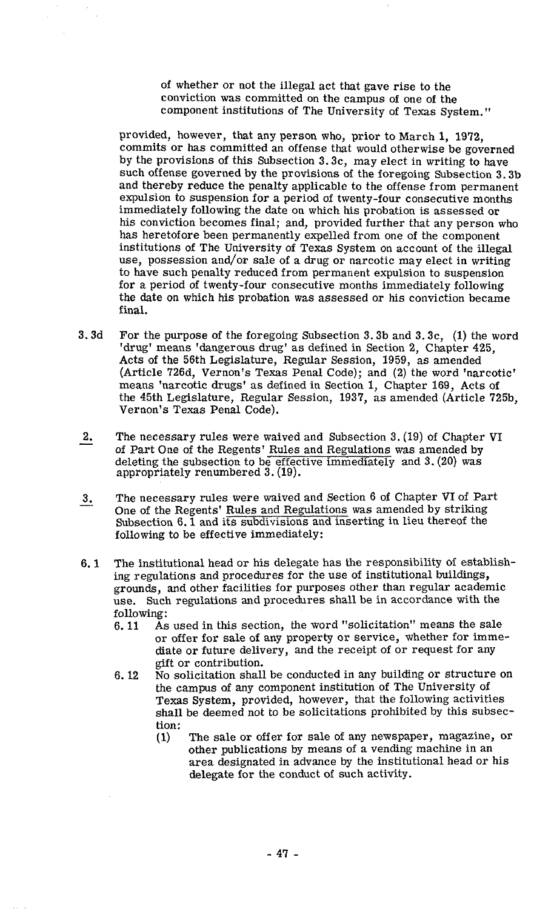of whether or not the illegal act that gave rise to the conviction was committed on the campus of one of the component institutions of The University of Texas System."

provided, however, that any person who, prior to March 1, 1972, commits or has committed an offense that would otherwise be governed by the provisions of this Subsection 3.3c, may elect in writing to have such offense governed by the provisions of the foregoing Subsection 3.3b and thereby reduce the penalty applicable to the offense from permanent expulsion to suspension for a period of twenty-four consecutive months immediately following the date on which his probation is assessed or his conviction becomes final; and, provided further that any person who has heretofore been permanently expelled from one of the component institutions of The University of Texas System on account of the illegal use, possession and/or sale of a drug or narcotic may elect in writing to have such penalty reduced from permanent expulsion to suspension for a period of twenty-four consecutive months immediately following the date on which his probation was assessed or his conviction became final.

3.3d For the purpose of the foregoing Subsection 3.3b and 3.3c, (1) the word 'drug' means 'dangerous drug' as defined in Section 2, Chapter 425, Acts of the 56th Legislature, Regular Session, 1959, as amended (Article 726d, Vernon's Texas Penal Code); and (2) the word 'narcotic' means 'narcotic drugs' as defined in Section 1, Chapter 169, Acts of the 45th Legislature, Regular Session, 1937, as amended (Article 725b, Vernon's Texas Penal Code).

2. The necessary rules were waived and Subsection 3.(19) of Chapter VI of Part One of the Regents' Rules and Regulations was amended by deleting the subsection to be effective immediately and 3.(20) was appropriately renumbered 3.(19).

3. The necessary rules were waived and Section 6 of Chapter VI of Part One of the Regents' Rules and Regulations was amended by striking Subsection 6.1 and its subdivisions and inserting in lieu thereof the following to be effective immediately:

6.1 The institutional head or his delegate has the responsibility of establishing regulations and procedures for the use of institutional buildings, grounds, and other facilities for purposes other than regular academic use. Such regulations and procedures shall be in accordance with the following:

6.11 As used in this section, the word "solicitation" means the sale or offer for sale of any property or service, whether for immediate or future delivery, and the receipt of or request for any gift or contribution.

6.12 No solicitation shall be conducted in any building or structure on the campus of any component institution of The University of Texas System, provided, however, that the following activities shall be deemed not to be solicitations prohibited by this subsection:

(1) The sale or offer for sale of any newspaper, magazine, or other publications by means of a vending machine in an area designated in advance by the institutional head or his delegate for the conduct of such activity.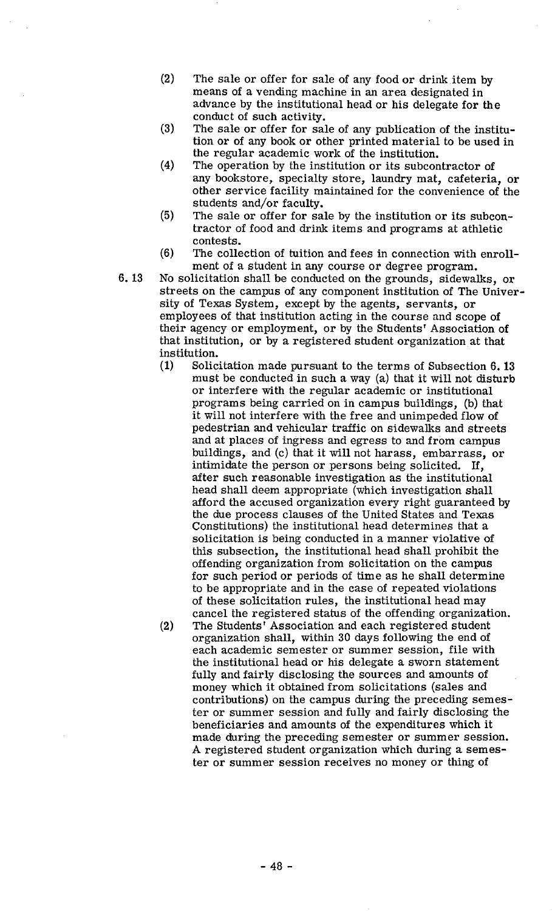(2) The sale or offer for sale of any food or drink item by means of a vending machine in an area designated in advance by the institutional head or his delegate for the conduct of such activity.

(3) The sale or offer for sale of any publication of the institution or of any book or other printed material to be used in the regular academic work of the institution.

(4) The operation by the institution or its subcontractor of any bookstore, specialty store, laundry mat, cafeteria, or other service facility maintained for the convenience of the students and/or faculty.

(5) The sale or offer for sale by the institution or its subcontractor of food and drink items and programs at athletic contests.

(6) The collection of tuition and fees in connection with enrollment of a student in any course or degree program.

6.13 No solicitation shall be conducted on the grounds, sidewalks, or streets on the campus of any component institution of The University of Texas System, except by the agents, servants, or employees of that institution acting in the course and scope of their agency or employment, or by the Students' Association of that institution, or by a registered student organization at that institution.

(1) Solicitation made pursuant to the terms of Subsection 6.13 must be conducted in such a way (a) that it will not disturb or interfere with the regular academic or institutional programs being carried on in campus buildings, (b) that it will not interfere with the free and unimpeded flow of pedestrian and vehicular traffic on sidewalks and streets and at places of ingress and egress to and from campus buildings, and (c) that it will not harass, embarrass, or intimidate the person or persons being solicited. If, after such reasonable investigation as the institutional head shall deem appropriate (which investigation shall afford the accused organization every right guaranteed by the due process clauses of the United States and Texas Constitutions) the institutional head determines that a solicitation is being conducted in a manner violative of this subsection, the institutional head shall prohibit the offending organization from solicitation on the campus for such period or periods of time as he shall determine to be appropriate and in the case of repeated violations of these solicitation rules, the institutional head may cancel the registered status of the offending organization.

(2) The Students' Association and each registered student organization shall, within 30 days following the end of each academic semester or summer session, file with the institutional head or his delegate a sworn statement fully and fairly disclosing the sources and amounts of money which it obtained from solicitations (sales and contributions) on the campus during the preceding semester or summer session and fully and fairly disclosing the beneficiaries and amounts of the expenditures which it made during the preceding semester or summer session. A registered student organization which during a semester or summer session receives no money or thing of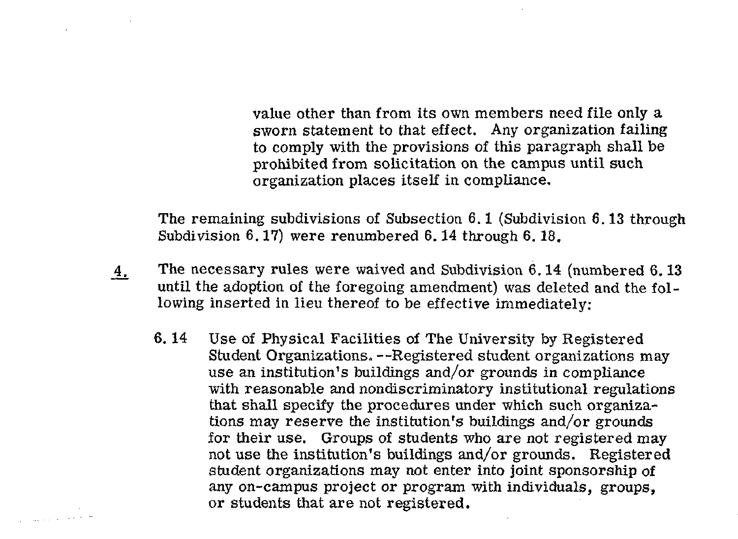value other than from its own members need file only a sworn statement to that effect. Any organization failing to comply with the provisions of this paragraph shall be prohibited from solicitation on the campus until such organization places itself in compliance.

The remaining subdivisions of Subsection 6.1 (Subdivision 6.13 through Subdivision 6.17) were renumbered 6.14 through 6.18.

4. The necessary rules were waived and Subdivision 6.14 (numbered 6.13 until the adoption of the foregoing amendment) was deleted and the following inserted in lieu thereof to be effective immediately:

6.14 Use of Physical Facilities of The University by Registered Student Organizations.--Registered student organizations may use an institution's buildings and/or grounds in compliance with reasonable and nondiscriminatory institutional regulations that shall specify the procedures under which such organizations may reserve the institution's buildings and/or grounds for their use. Groups of students who are not registered may not use the institution's buildings and/or grounds. Registered student organizations may not enter into joint sponsorship of any on-campus project or program with individuals, groups, or students that are not registered.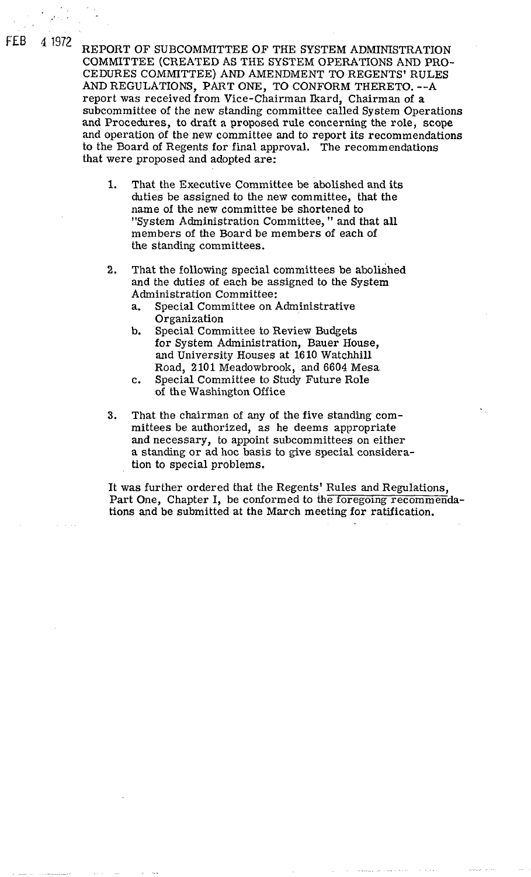FEB 4 1972

REPORT OF SUBCOMMITTEE OF THE SYSTEM ADMINISTRATION COMMITTEE (CREATED AS THE SYSTEM OPERATIONS AND PROCEDURES COMMITTEE) AND AMENDMENT TO REGENTS' RULES AND REGULATIONS, PART ONE, TO CONFORM THERETO. --A report was received from Vice-Chairman Ikard, Chairman of a subcommittee of the new standing committee called System Operations and Procedures, to draft a proposed rule concerning the role, scope and operation of the new committee and to report its recommendations to the Board of Regents for final approval. The recommendations that were proposed and adopted are:

1. That the Executive Committee be abolished and its duties be assigned to the new committee, that the name of the new committee be shortened to "System Administration Committee," and that all members of the Board be members of each of the standing committees.

2. That the following special committees be abolished and the duties of each be assigned to the System Administration Committee:
   a. Special Committee on Administrative Organization
   b. Special Committee to Review Budgets for System Administration, Bauer House, and University Houses at 1610 Watchhill Road, 2101 Meadowbrook, and 6604 Mesa
   c. Special Committee to Study Future Role of the Washington Office

3. That the chairman of any of the five standing committees be authorized, as he deems appropriate and necessary, to appoint subcommittees on either a standing or ad hoc basis to give special consideration to special problems.

It was further ordered that the Regents' Rules and Regulations, Part One, Chapter I, be conformed to the foregoing recommendations and be submitted at the March meeting for ratification.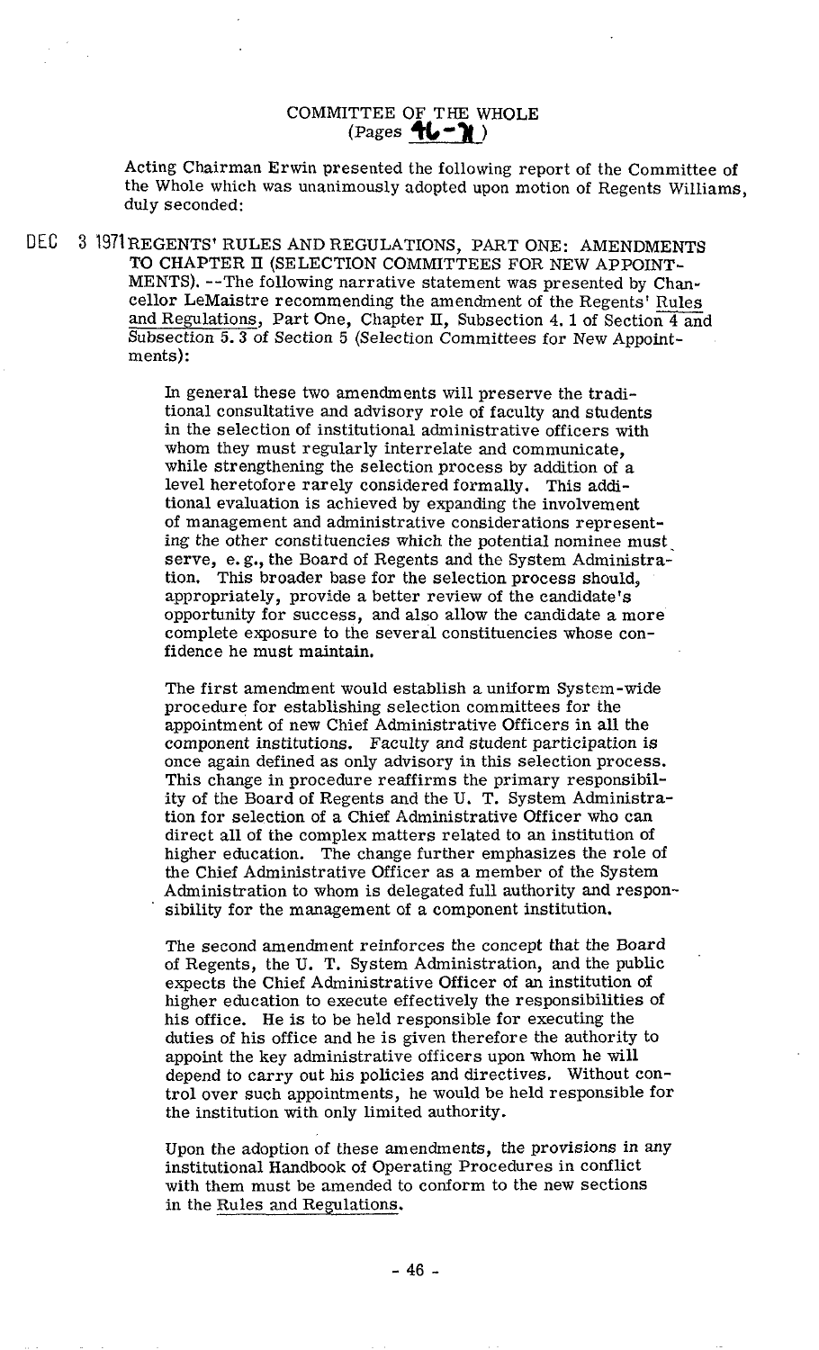## COMMITTEE OF THE WHOLE
(Pages 46-71)

Acting Chairman Erwin presented the following report of the Committee of the Whole which was unanimously adopted upon motion of Regents Williams, duly seconded:

DEC 3 1971 REGENTS' RULES AND REGULATIONS, PART ONE: AMENDMENTS TO CHAPTER II (SELECTION COMMITTEES FOR NEW APPOINTMENTS). --The following narrative statement was presented by Chancellor LeMaistre recommending the amendment of the Regents' Rules and Regulations, Part One, Chapter II, Subsection 4.1 of Section 4 and Subsection 5.3 of Section 5 (Selection Committees for New Appointments):

> In general these two amendments will preserve the traditional consultative and advisory role of faculty and students in the selection of institutional administrative officers with whom they must regularly interrelate and communicate, while strengthening the selection process by addition of a level heretofore rarely considered formally. This additional evaluation is achieved by expanding the involvement of management and administrative considerations representing the other constituencies which the potential nominee must serve, e.g., the Board of Regents and the System Administration. This broader base for the selection process should, appropriately, provide a better review of the candidate's opportunity for success, and also allow the candidate a more complete exposure to the several constituencies whose confidence he must maintain.
>
> The first amendment would establish a uniform System-wide procedure for establishing selection committees for the appointment of new Chief Administrative Officers in all the component institutions. Faculty and student participation is once again defined as only advisory in this selection process. This change in procedure reaffirms the primary responsibility of the Board of Regents and the U. T. System Administration for selection of a Chief Administrative Officer who can direct all of the complex matters related to an institution of higher education. The change further emphasizes the role of the Chief Administrative Officer as a member of the System Administration to whom is delegated full authority and responsibility for the management of a component institution.
>
> The second amendment reinforces the concept that the Board of Regents, the U. T. System Administration, and the public expects the Chief Administrative Officer of an institution of higher education to execute effectively the responsibilities of his office. He is to be held responsible for executing the duties of his office and he is given therefore the authority to appoint the key administrative officers upon whom he will depend to carry out his policies and directives. Without control over such appointments, he would be held responsible for the institution with only limited authority.
>
> Upon the adoption of these amendments, the provisions in any institutional Handbook of Operating Procedures in conflict with them must be amended to conform to the new sections in the Rules and Regulations.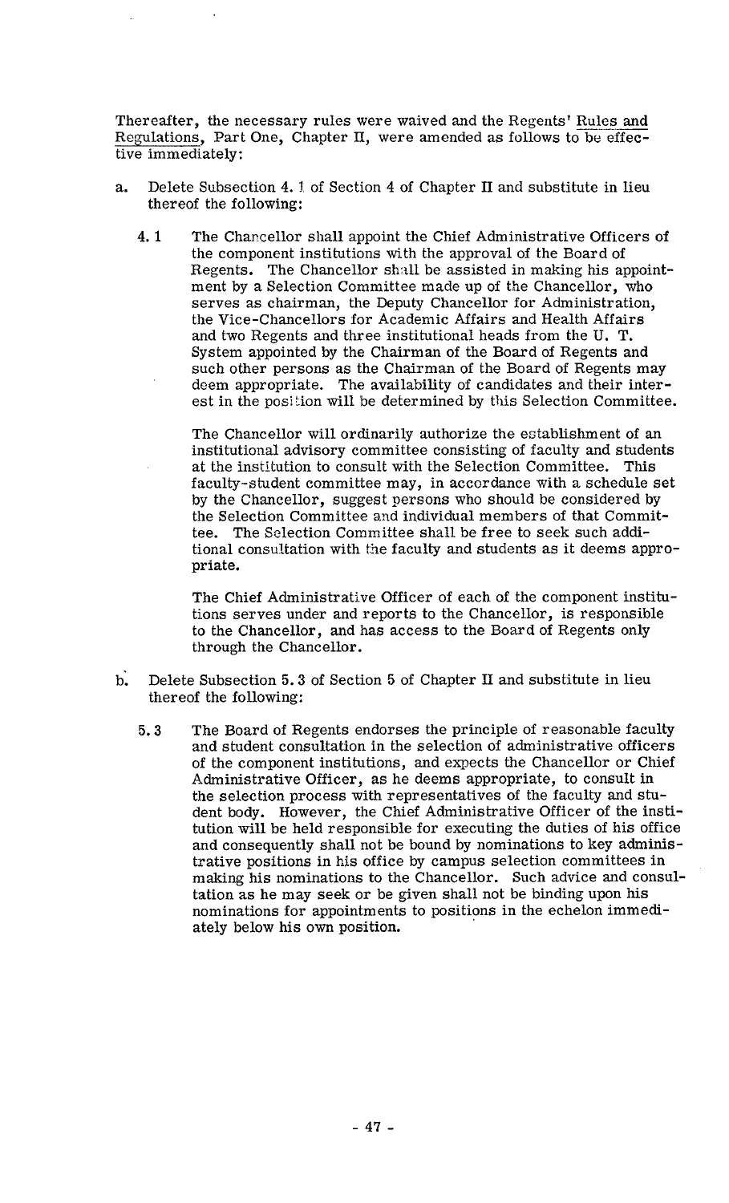Thereafter, the necessary rules were waived and the Regents' Rules and Regulations, Part One, Chapter II, were amended as follows to be effective immediately:

a. Delete Subsection 4.1 of Section 4 of Chapter II and substitute in lieu thereof the following:

   4.1 The Chancellor shall appoint the Chief Administrative Officers of the component institutions with the approval of the Board of Regents. The Chancellor shall be assisted in making his appointment by a Selection Committee made up of the Chancellor, who serves as chairman, the Deputy Chancellor for Administration, the Vice-Chancellors for Academic Affairs and Health Affairs and two Regents and three institutional heads from the U. T. System appointed by the Chairman of the Board of Regents and such other persons as the Chairman of the Board of Regents may deem appropriate. The availability of candidates and their interest in the position will be determined by this Selection Committee.

   The Chancellor will ordinarily authorize the establishment of an institutional advisory committee consisting of faculty and students at the institution to consult with the Selection Committee. This faculty-student committee may, in accordance with a schedule set by the Chancellor, suggest persons who should be considered by the Selection Committee and individual members of that Committee. The Selection Committee shall be free to seek such additional consultation with the faculty and students as it deems appropriate.

   The Chief Administrative Officer of each of the component institutions serves under and reports to the Chancellor, is responsible to the Chancellor, and has access to the Board of Regents only through the Chancellor.

b. Delete Subsection 5.3 of Section 5 of Chapter II and substitute in lieu thereof the following:

   5.3 The Board of Regents endorses the principle of reasonable faculty and student consultation in the selection of administrative officers of the component institutions, and expects the Chancellor or Chief Administrative Officer, as he deems appropriate, to consult in the selection process with representatives of the faculty and student body. However, the Chief Administrative Officer of the institution will be held responsible for executing the duties of his office and consequently shall not be bound by nominations to key administrative positions in his office by campus selection committees in making his nominations to the Chancellor. Such advice and consultation as he may seek or be given shall not be binding upon his nominations for appointments to positions in the echelon immediately below his own position.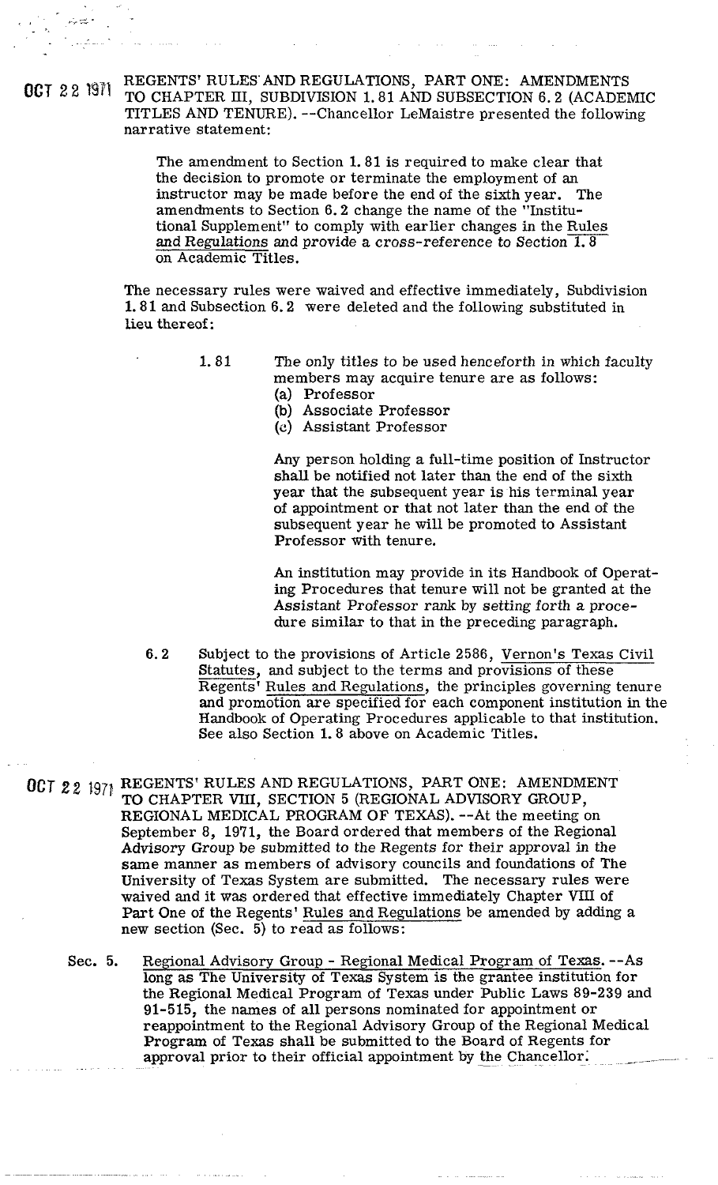OCT 22 1971 REGENTS' RULES AND REGULATIONS, PART ONE: AMENDMENTS TO CHAPTER III, SUBDIVISION 1.81 AND SUBSECTION 6.2 (ACADEMIC TITLES AND TENURE). --Chancellor LeMaistre presented the following narrative statement:

> The amendment to Section 1.81 is required to make clear that the decision to promote or terminate the employment of an instructor may be made before the end of the sixth year. The amendments to Section 6.2 change the name of the "Institutional Supplement" to comply with earlier changes in the Rules and Regulations and provide a cross-reference to Section 1.8 on Academic Titles.

The necessary rules were waived and effective immediately, Subdivision 1.81 and Subsection 6.2 were deleted and the following substituted in lieu thereof:

1.81 The only titles to be used henceforth in which faculty members may acquire tenure are as follows:
(a) Professor
(b) Associate Professor
(c) Assistant Professor

Any person holding a full-time position of Instructor shall be notified not later than the end of the sixth year that the subsequent year is his terminal year of appointment or that not later than the end of the subsequent year he will be promoted to Assistant Professor with tenure.

An institution may provide in its Handbook of Operating Procedures that tenure will not be granted at the Assistant Professor rank by setting forth a procedure similar to that in the preceding paragraph.

6.2 Subject to the provisions of Article 2586, Vernon's Texas Civil Statutes, and subject to the terms and provisions of these Regents' Rules and Regulations, the principles governing tenure and promotion are specified for each component institution in the Handbook of Operating Procedures applicable to that institution. See also Section 1.8 above on Academic Titles.

OCT 22 1971 REGENTS' RULES AND REGULATIONS, PART ONE: AMENDMENT TO CHAPTER VIII, SECTION 5 (REGIONAL ADVISORY GROUP, REGIONAL MEDICAL PROGRAM OF TEXAS). --At the meeting on September 8, 1971, the Board ordered that members of the Regional Advisory Group be submitted to the Regents for their approval in the same manner as members of advisory councils and foundations of The University of Texas System are submitted. The necessary rules were waived and it was ordered that effective immediately Chapter VIII of Part One of the Regents' Rules and Regulations be amended by adding a new section (Sec. 5) to read as follows:

Sec. 5. Regional Advisory Group - Regional Medical Program of Texas. --As long as The University of Texas System is the grantee institution for the Regional Medical Program of Texas under Public Laws 89-239 and 91-515, the names of all persons nominated for appointment or reappointment to the Regional Advisory Group of the Regional Medical Program of Texas shall be submitted to the Board of Regents for approval prior to their official appointment by the Chancellor.